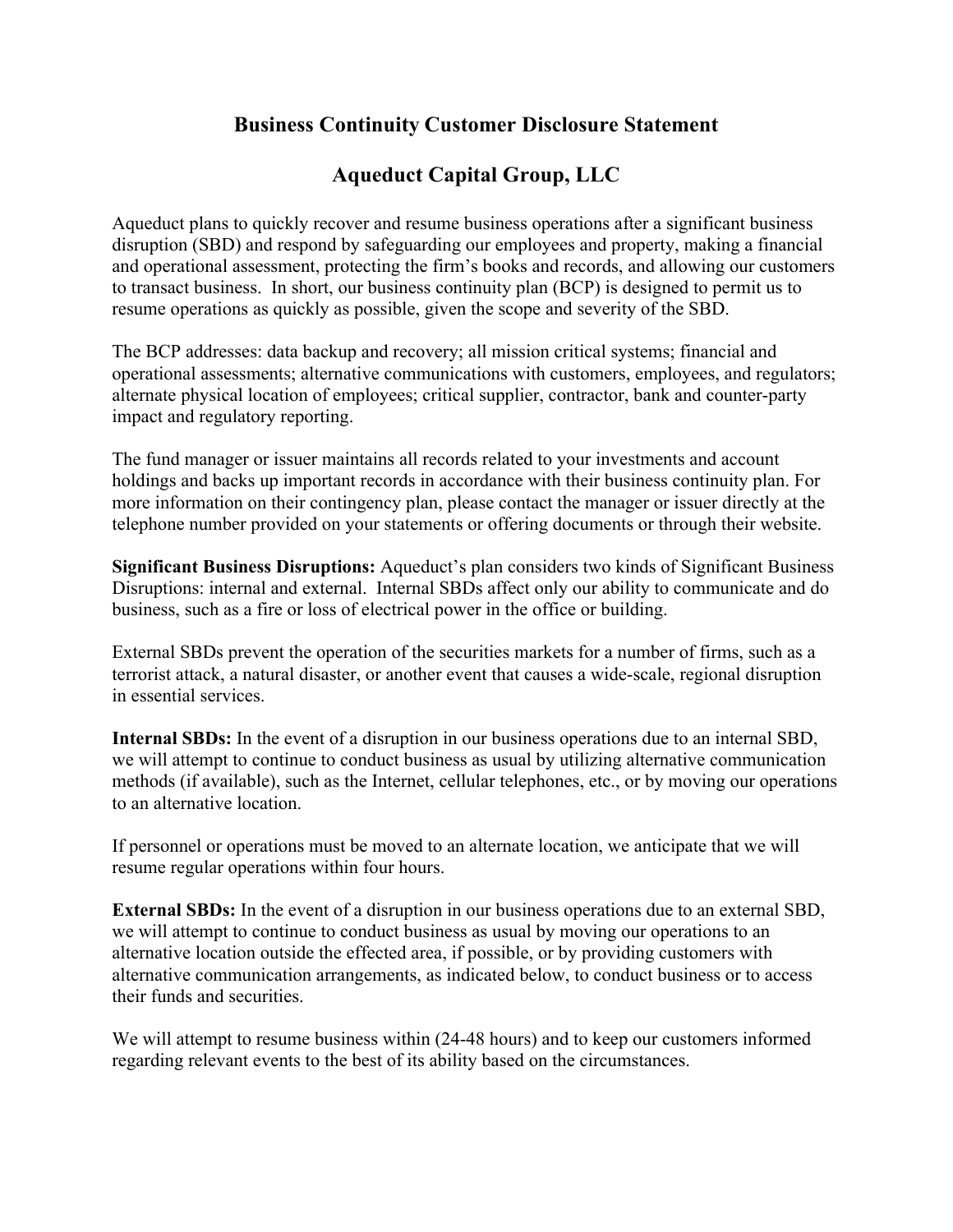# Business Continuity Customer Disclosure Statement

# Aqueduct Capital Group, LLC

Aqueduct plans to quickly recover and resume business operations after a significant business disruption (SBD) and respond by safeguarding our employees and property, making a financial and operational assessment, protecting the firm's books and records, and allowing our customers to transact business. In short, our business continuity plan (BCP) is designed to permit us to resume operations as quickly as possible, given the scope and severity of the SBD.

The BCP addresses: data backup and recovery; all mission critical systems; financial and operational assessments; alternative communications with customers, employees, and regulators; alternate physical location of employees; critical supplier, contractor, bank and counter-party impact and regulatory reporting.

The fund manager or issuer maintains all records related to your investments and account holdings and backs up important records in accordance with their business continuity plan. For more information on their contingency plan, please contact the manager or issuer directly at the telephone number provided on your statements or offering documents or through their website.

**Significant Business Disruptions:** Aqueduct's plan considers two kinds of Significant Business Disruptions: internal and external. Internal SBDs affect only our ability to communicate and do business, such as a fire or loss of electrical power in the office or building.

External SBDs prevent the operation of the securities markets for a number of firms, such as a terrorist attack, a natural disaster, or another event that causes a wide-scale, regional disruption in essential services.

**Internal SBDs:** In the event of a disruption in our business operations due to an internal SBD, we will attempt to continue to conduct business as usual by utilizing alternative communication methods (if available), such as the Internet, cellular telephones, etc., or by moving our operations to an alternative location.

If personnel or operations must be moved to an alternate location, we anticipate that we will resume regular operations within four hours.

**External SBDs:** In the event of a disruption in our business operations due to an external SBD, we will attempt to continue to conduct business as usual by moving our operations to an alternative location outside the effected area, if possible, or by providing customers with alternative communication arrangements, as indicated below, to conduct business or to access their funds and securities.

We will attempt to resume business within (24-48 hours) and to keep our customers informed regarding relevant events to the best of its ability based on the circumstances.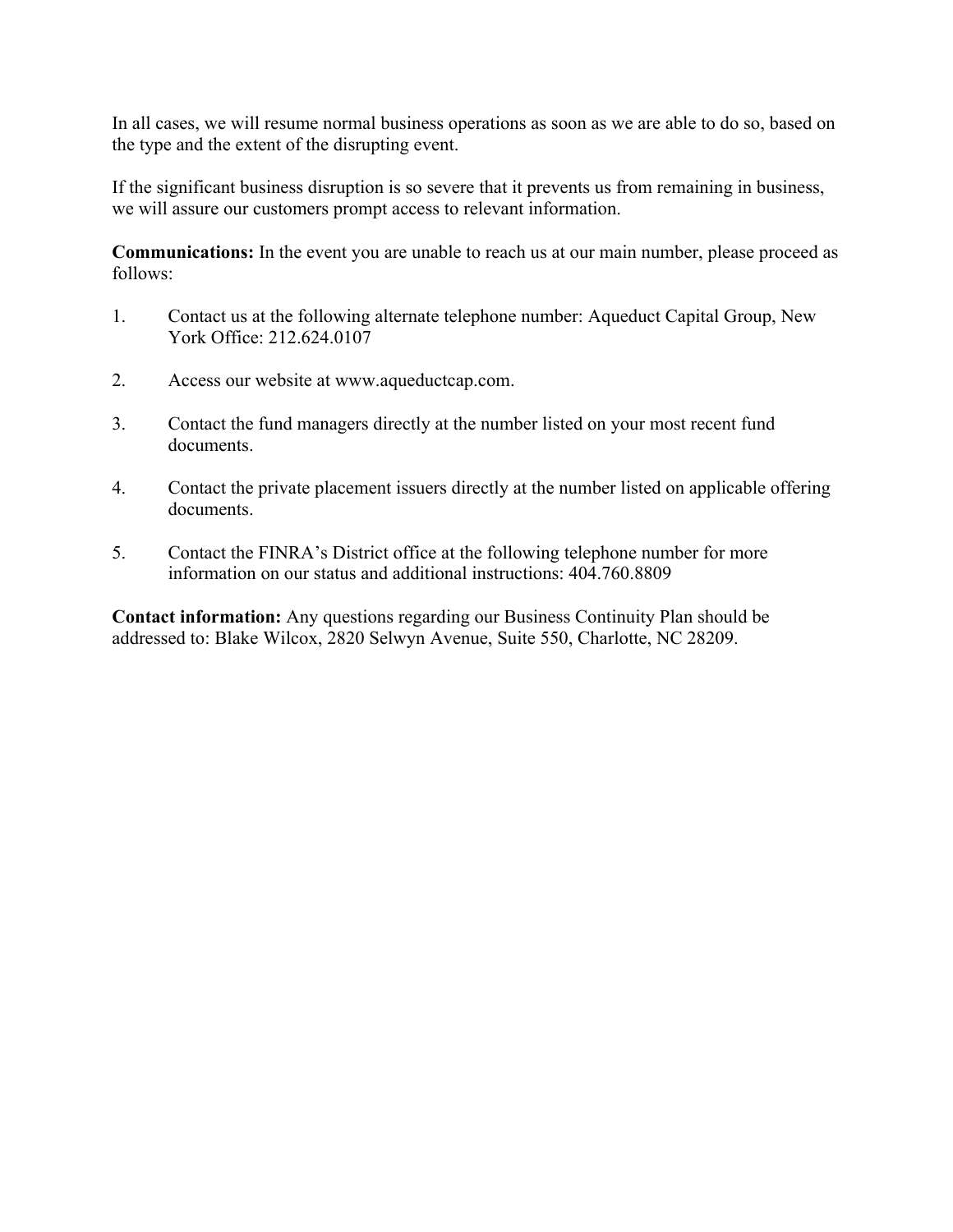In all cases, we will resume normal business operations as soon as we are able to do so, based on the type and the extent of the disrupting event.

If the significant business disruption is so severe that it prevents us from remaining in business, we will assure our customers prompt access to relevant information.

**Communications:** In the event you are unable to reach us at our main number, please proceed as follows:

1. Contact us at the following alternate telephone number: Aqueduct Capital Group, New York Office: 212.624.0107

2. Access our website at www.aqueductcap.com.

3. Contact the fund managers directly at the number listed on your most recent fund documents.

4. Contact the private placement issuers directly at the number listed on applicable offering documents.

5. Contact the FINRA's District office at the following telephone number for more information on our status and additional instructions: 404.760.8809

**Contact information:** Any questions regarding our Business Continuity Plan should be addressed to: Blake Wilcox, 2820 Selwyn Avenue, Suite 550, Charlotte, NC 28209.